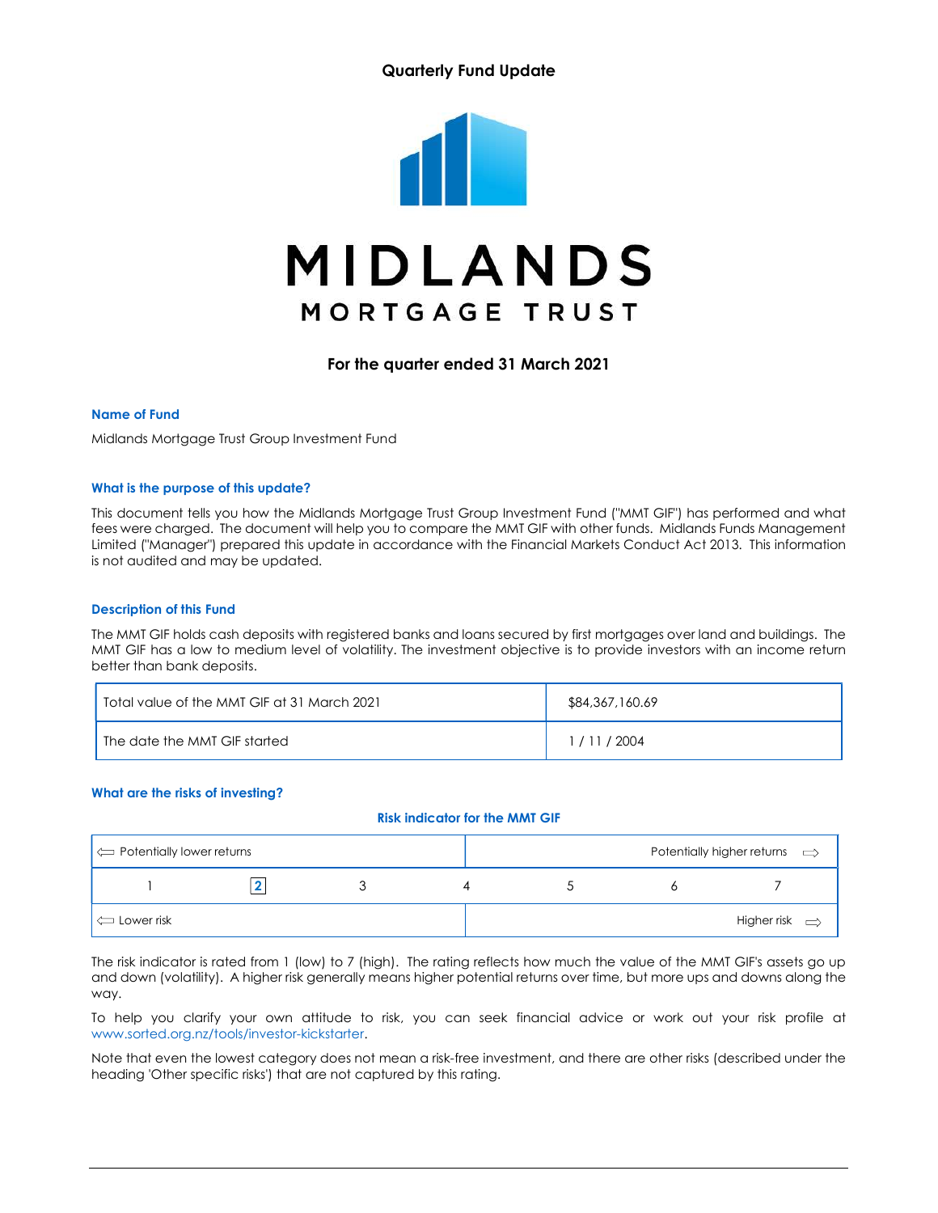Quarterly Fund Update

# MIDLANDS
## MORTGAGE TRUST

**For the quarter ended 31 March 2021**

### Name of Fund

Midlands Mortgage Trust Group Investment Fund

### What is the purpose of this update?

This document tells you how the Midlands Mortgage Trust Group Investment Fund ("MMT GIF") has performed and what fees were charged. The document will help you to compare the MMT GIF with other funds. Midlands Funds Management Limited ("Manager") prepared this update in accordance with the Financial Markets Conduct Act 2013. This information is not audited and may be updated.

### Description of this Fund

The MMT GIF holds cash deposits with registered banks and loans secured by first mortgages over land and buildings. The MMT GIF has a low to medium level of volatility. The investment objective is to provide investors with an income return better than bank deposits.

| | |
|---|---|
| Total value of the MMT GIF at 31 March 2021 | $84,367,160.69 |
| The date the MMT GIF started | 1 / 11 / 2004 |

### What are the risks of investing?

**Risk indicator for the MMT GIF**

| ⇐ Potentially lower returns | | | | | | Potentially higher returns ⇒ |
|---|---|---|---|---|---|---|
| 1 | **[2]** | 3 | 4 | 5 | 6 | 7 |
| ⇐ Lower risk | | | | | | Higher risk ⇒ |

The risk indicator is rated from 1 (low) to 7 (high). The rating reflects how much the value of the MMT GIF's assets go up and down (volatility). A higher risk generally means higher potential returns over time, but more ups and downs along the way.

To help you clarify your own attitude to risk, you can seek financial advice or work out your risk profile at www.sorted.org.nz/tools/investor-kickstarter.

Note that even the lowest category does not mean a risk-free investment, and there are other risks (described under the heading 'Other specific risks') that are not captured by this rating.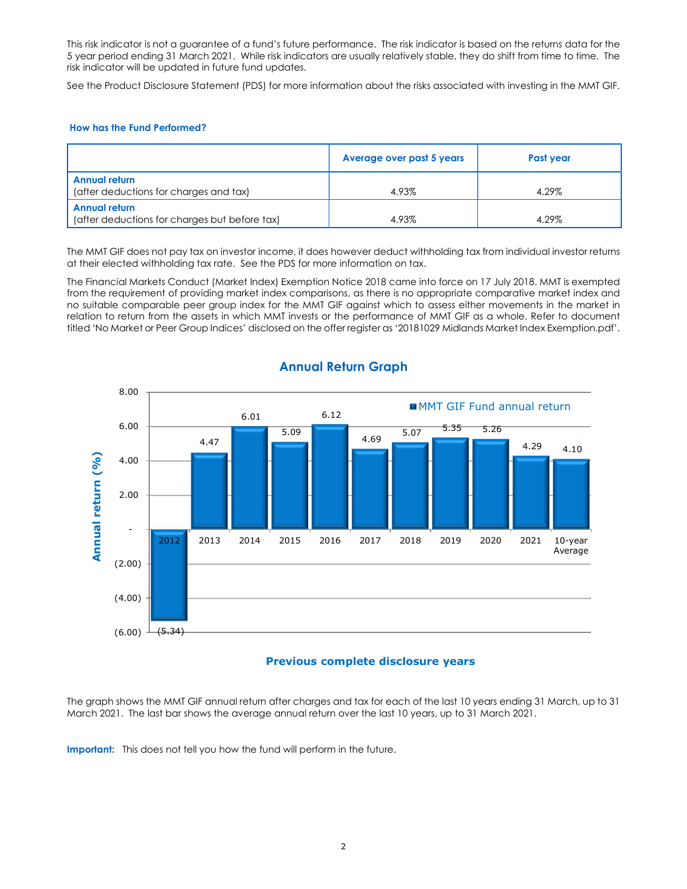This risk indicator is not a guarantee of a fund's future performance. The risk indicator is based on the returns data for the 5 year period ending 31 March 2021. While risk indicators are usually relatively stable, they do shift from time to time. The risk indicator will be updated in future fund updates.

See the Product Disclosure Statement (PDS) for more information about the risks associated with investing in the MMT GIF.

### How has the Fund Performed?

| | Average over past 5 years | Past year |
|---|---|---|
| **Annual return** (after deductions for charges and tax) | 4.93% | 4.29% |
| **Annual return** (after deductions for charges but before tax) | 4.93% | 4.29% |

The MMT GIF does not pay tax on investor income, it does however deduct withholding tax from individual investor returns at their elected withholding tax rate. See the PDS for more information on tax.

The Financial Markets Conduct (Market Index) Exemption Notice 2018 came into force on 17 July 2018. MMT is exempted from the requirement of providing market index comparisons, as there is no appropriate comparative market index and no suitable comparable peer group index for the MMT GIF against which to assess either movements in the market in relation to return from the assets in which MMT invests or the performance of MMT GIF as a whole. Refer to document titled 'No Market or Peer Group Indices' disclosed on the offer register as '20181029 Midlands Market Index Exemption.pdf'.

### Annual Return Graph

MMT GIF Fund annual return — Annual return (%)

| 2012 | 2013 | 2014 | 2015 | 2016 | 2017 | 2018 | 2019 | 2020 | 2021 | 10-year Average |
|---|---|---|---|---|---|---|---|---|---|---|
| (5.34) | 4.47 | 6.01 | 5.09 | 6.12 | 4.69 | 5.07 | 5.35 | 5.26 | 4.29 | 4.10 |

**Previous complete disclosure years**

The graph shows the MMT GIF annual return after charges and tax for each of the last 10 years ending 31 March, up to 31 March 2021. The last bar shows the average annual return over the last 10 years, up to 31 March 2021.

**Important:** This does not tell you how the fund will perform in the future.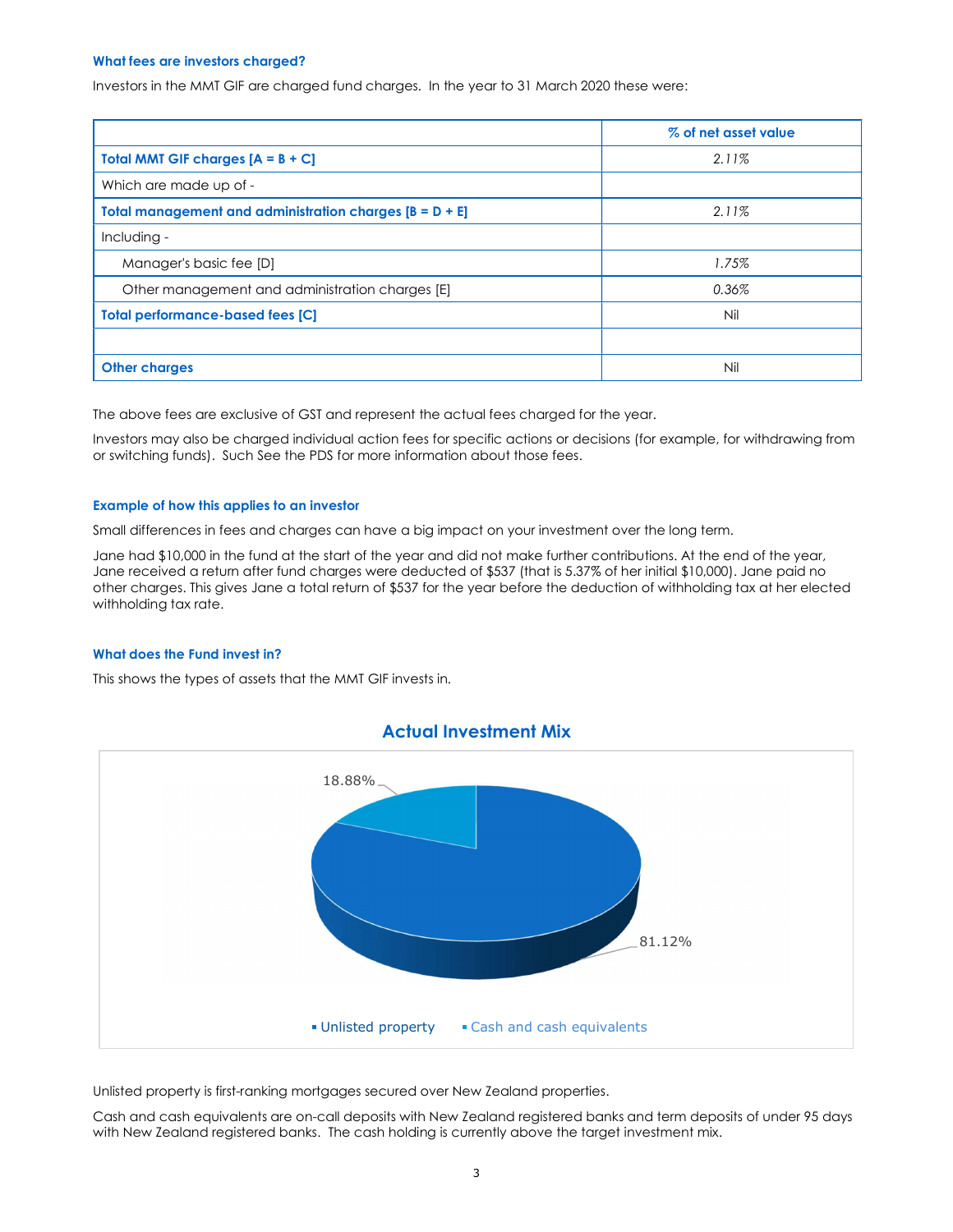### What fees are investors charged?

Investors in the MMT GIF are charged fund charges. In the year to 31 March 2020 these were:

| | % of net asset value |
|---|---|
| **Total MMT GIF charges [A = B + C]** | *2.11%* |
| Which are made up of - | |
| **Total management and administration charges [B = D + E]** | *2.11%* |
| Including - | |
| Manager's basic fee [D] | *1.75%* |
| Other management and administration charges [E] | *0.36%* |
| **Total performance-based fees [C]** | Nil |
| | |
| **Other charges** | Nil |

The above fees are exclusive of GST and represent the actual fees charged for the year.

Investors may also be charged individual action fees for specific actions or decisions (for example, for withdrawing from or switching funds). Such See the PDS for more information about those fees.

### Example of how this applies to an investor

Small differences in fees and charges can have a big impact on your investment over the long term.

Jane had $10,000 in the fund at the start of the year and did not make further contributions. At the end of the year, Jane received a return after fund charges were deducted of $537 (that is 5.37% of her initial $10,000). Jane paid no other charges. This gives Jane a total return of $537 for the year before the deduction of withholding tax at her elected withholding tax rate.

### What does the Fund invest in?

This shows the types of assets that the MMT GIF invests in.

**Actual Investment Mix**

| Asset type | % |
|---|---|
| Unlisted property | 81.12% |
| Cash and cash equivalents | 18.88% |

Unlisted property is first-ranking mortgages secured over New Zealand properties.

Cash and cash equivalents are on-call deposits with New Zealand registered banks and term deposits of under 95 days with New Zealand registered banks. The cash holding is currently above the target investment mix.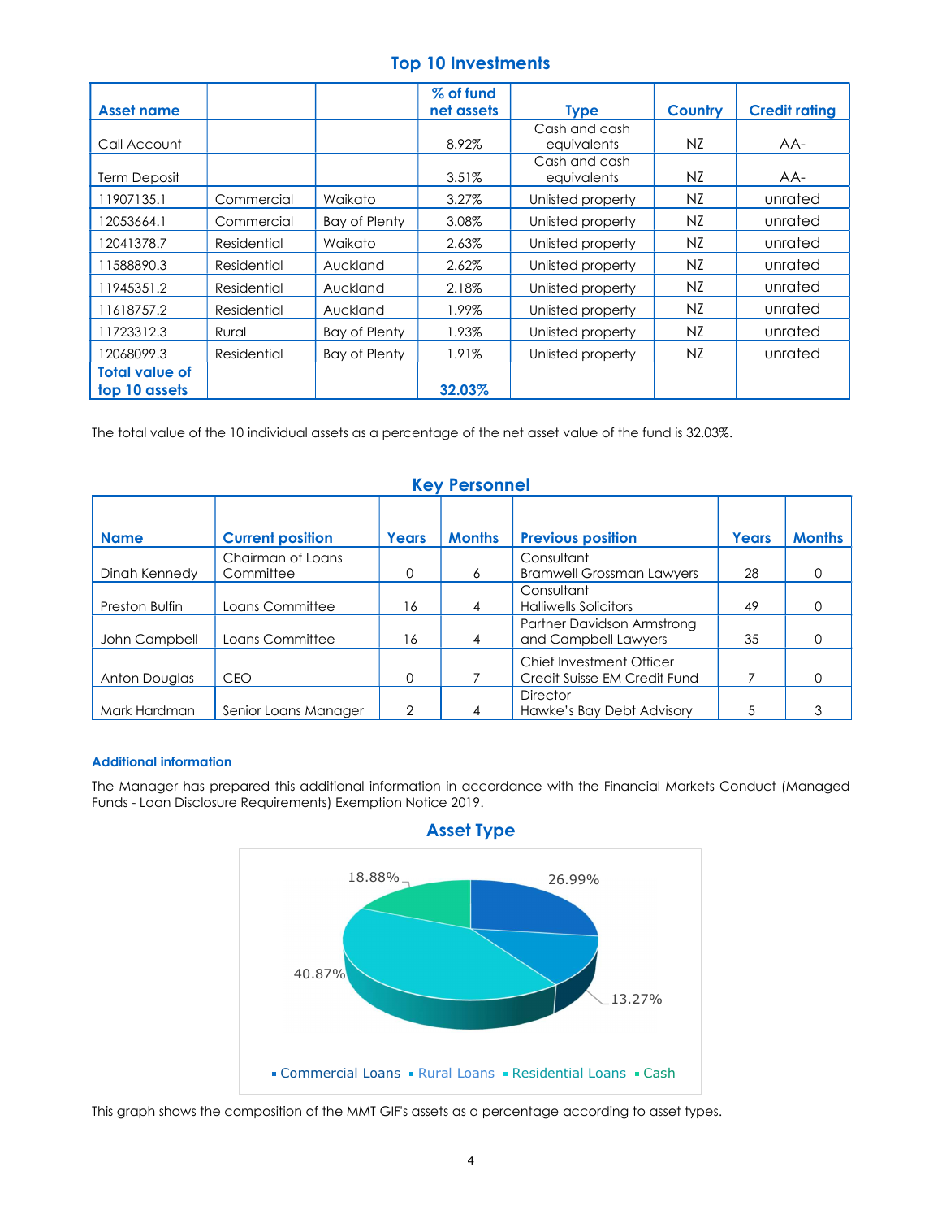## Top 10 Investments

| Asset name | | | % of fund net assets | Type | Country | Credit rating |
|---|---|---|---|---|---|---|
| Call Account | | | 8.92% | Cash and cash equivalents | NZ | AA- |
| Term Deposit | | | 3.51% | Cash and cash equivalents | NZ | AA- |
| 11907135.1 | Commercial | Waikato | 3.27% | Unlisted property | NZ | unrated |
| 12053664.1 | Commercial | Bay of Plenty | 3.08% | Unlisted property | NZ | unrated |
| 12041378.7 | Residential | Waikato | 2.63% | Unlisted property | NZ | unrated |
| 11588890.3 | Residential | Auckland | 2.62% | Unlisted property | NZ | unrated |
| 11945351.2 | Residential | Auckland | 2.18% | Unlisted property | NZ | unrated |
| 11618757.2 | Residential | Auckland | 1.99% | Unlisted property | NZ | unrated |
| 11723312.3 | Rural | Bay of Plenty | 1.93% | Unlisted property | NZ | unrated |
| 12068099.3 | Residential | Bay of Plenty | 1.91% | Unlisted property | NZ | unrated |
| **Total value of top 10 assets** | | | **32.03%** | | | |

The total value of the 10 individual assets as a percentage of the net asset value of the fund is 32.03%.

## Key Personnel

| Name | Current position | Years | Months | Previous position | Years | Months |
|---|---|---|---|---|---|---|
| Dinah Kennedy | Chairman of Loans Committee | 0 | 6 | Consultant Bramwell Grossman Lawyers | 28 | 0 |
| Preston Bulfin | Loans Committee | 16 | 4 | Consultant Halliwells Solicitors | 49 | 0 |
| John Campbell | Loans Committee | 16 | 4 | Partner Davidson Armstrong and Campbell Lawyers | 35 | 0 |
| Anton Douglas | CEO | 0 | 7 | Chief Investment Officer Credit Suisse EM Credit Fund | 7 | 0 |
| Mark Hardman | Senior Loans Manager | 2 | 4 | Director Hawke's Bay Debt Advisory | 5 | 3 |

### Additional information

The Manager has prepared this additional information in accordance with the Financial Markets Conduct (Managed Funds - Loan Disclosure Requirements) Exemption Notice 2019.

## Asset Type

| Asset type | % |
|---|---|
| Commercial Loans | 26.99% |
| Rural Loans | 13.27% |
| Residential Loans | 40.87% |
| Cash | 18.88% |

This graph shows the composition of the MMT GIF's assets as a percentage according to asset types.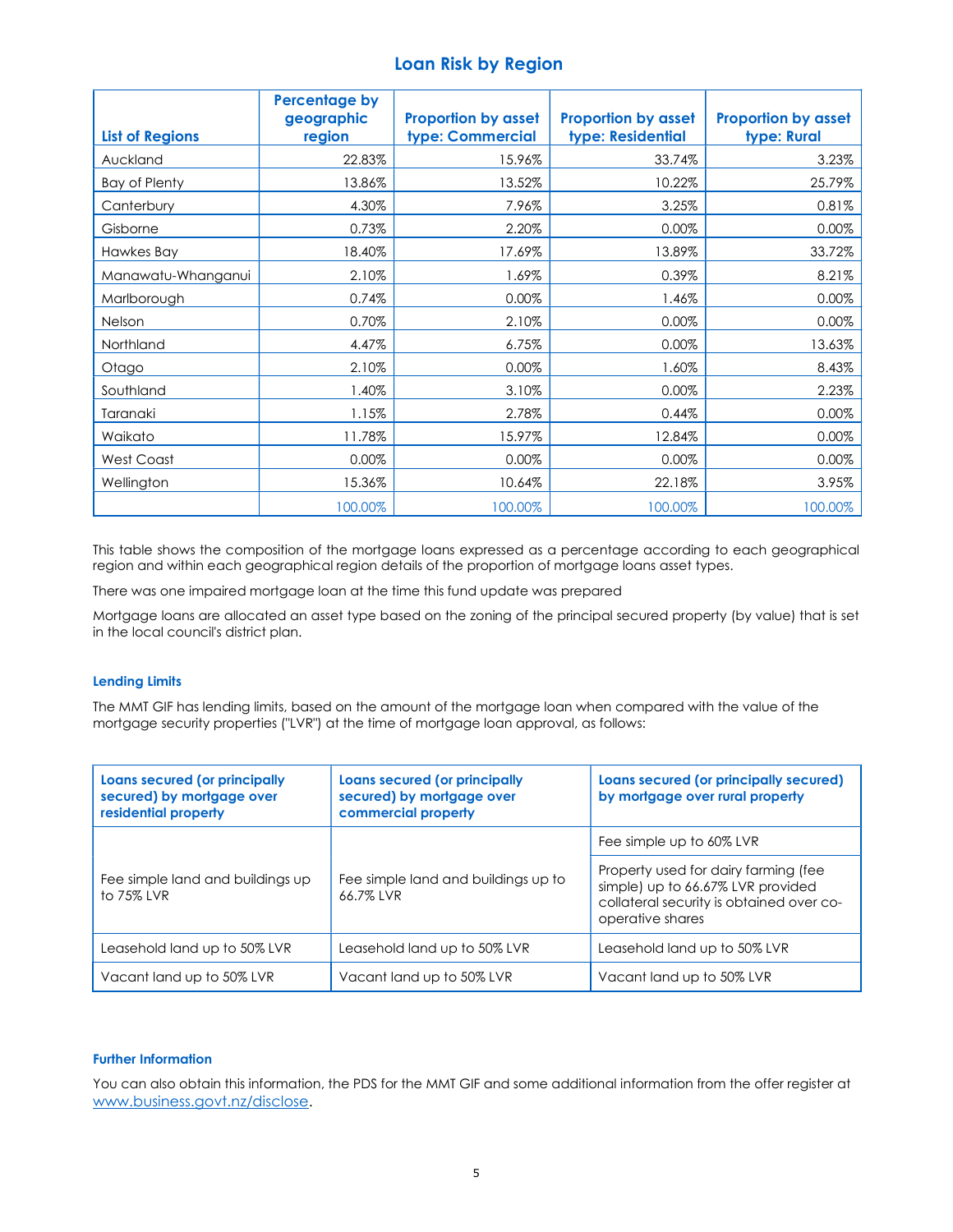## Loan Risk by Region

| List of Regions | Percentage by geographic region | Proportion by asset type: Commercial | Proportion by asset type: Residential | Proportion by asset type: Rural |
|---|---|---|---|---|
| Auckland | 22.83% | 15.96% | 33.74% | 3.23% |
| Bay of Plenty | 13.86% | 13.52% | 10.22% | 25.79% |
| Canterbury | 4.30% | 7.96% | 3.25% | 0.81% |
| Gisborne | 0.73% | 2.20% | 0.00% | 0.00% |
| Hawkes Bay | 18.40% | 17.69% | 13.89% | 33.72% |
| Manawatu-Whanganui | 2.10% | 1.69% | 0.39% | 8.21% |
| Marlborough | 0.74% | 0.00% | 1.46% | 0.00% |
| Nelson | 0.70% | 2.10% | 0.00% | 0.00% |
| Northland | 4.47% | 6.75% | 0.00% | 13.63% |
| Otago | 2.10% | 0.00% | 1.60% | 8.43% |
| Southland | 1.40% | 3.10% | 0.00% | 2.23% |
| Taranaki | 1.15% | 2.78% | 0.44% | 0.00% |
| Waikato | 11.78% | 15.97% | 12.84% | 0.00% |
| West Coast | 0.00% | 0.00% | 0.00% | 0.00% |
| Wellington | 15.36% | 10.64% | 22.18% | 3.95% |
| | 100.00% | 100.00% | 100.00% | 100.00% |

This table shows the composition of the mortgage loans expressed as a percentage according to each geographical region and within each geographical region details of the proportion of mortgage loans asset types.

There was one impaired mortgage loan at the time this fund update was prepared

Mortgage loans are allocated an asset type based on the zoning of the principal secured property (by value) that is set in the local council's district plan.

### Lending Limits

The MMT GIF has lending limits, based on the amount of the mortgage loan when compared with the value of the mortgage security properties ("LVR") at the time of mortgage loan approval, as follows:

| Loans secured (or principally secured) by mortgage over residential property | Loans secured (or principally secured) by mortgage over commercial property | Loans secured (or principally secured) by mortgage over rural property |
|---|---|---|
| Fee simple land and buildings up to 75% LVR | Fee simple land and buildings up to 66.7% LVR | Fee simple up to 60% LVR |
| | | Property used for dairy farming (fee simple) up to 66.67% LVR provided collateral security is obtained over co-operative shares |
| Leasehold land up to 50% LVR | Leasehold land up to 50% LVR | Leasehold land up to 50% LVR |
| Vacant land up to 50% LVR | Vacant land up to 50% LVR | Vacant land up to 50% LVR |

### Further Information

You can also obtain this information, the PDS for the MMT GIF and some additional information from the offer register at www.business.govt.nz/disclose.